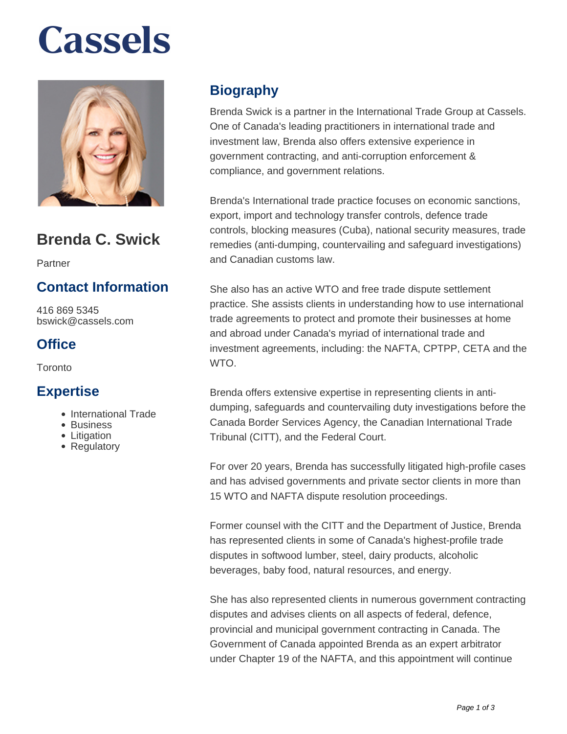# Cassels

## Brenda C. Swick

Partner

### Contact Information

416 869 5345
bswick@cassels.com

### Office

Toronto

### Expertise

- International Trade
- Business
- Litigation
- Regulatory

## Biography

Brenda Swick is a partner in the International Trade Group at Cassels. One of Canada's leading practitioners in international trade and investment law, Brenda also offers extensive experience in government contracting, and anti-corruption enforcement & compliance, and government relations.

Brenda's International trade practice focuses on economic sanctions, export, import and technology transfer controls, defence trade controls, blocking measures (Cuba), national security measures, trade remedies (anti-dumping, countervailing and safeguard investigations) and Canadian customs law.

She also has an active WTO and free trade dispute settlement practice. She assists clients in understanding how to use international trade agreements to protect and promote their businesses at home and abroad under Canada's myriad of international trade and investment agreements, including: the NAFTA, CPTPP, CETA and the WTO.

Brenda offers extensive expertise in representing clients in anti-dumping, safeguards and countervailing duty investigations before the Canada Border Services Agency, the Canadian International Trade Tribunal (CITT), and the Federal Court.

For over 20 years, Brenda has successfully litigated high-profile cases and has advised governments and private sector clients in more than 15 WTO and NAFTA dispute resolution proceedings.

Former counsel with the CITT and the Department of Justice, Brenda has represented clients in some of Canada's highest-profile trade disputes in softwood lumber, steel, dairy products, alcoholic beverages, baby food, natural resources, and energy.

She has also represented clients in numerous government contracting disputes and advises clients on all aspects of federal, defence, provincial and municipal government contracting in Canada. The Government of Canada appointed Brenda as an expert arbitrator under Chapter 19 of the NAFTA, and this appointment will continue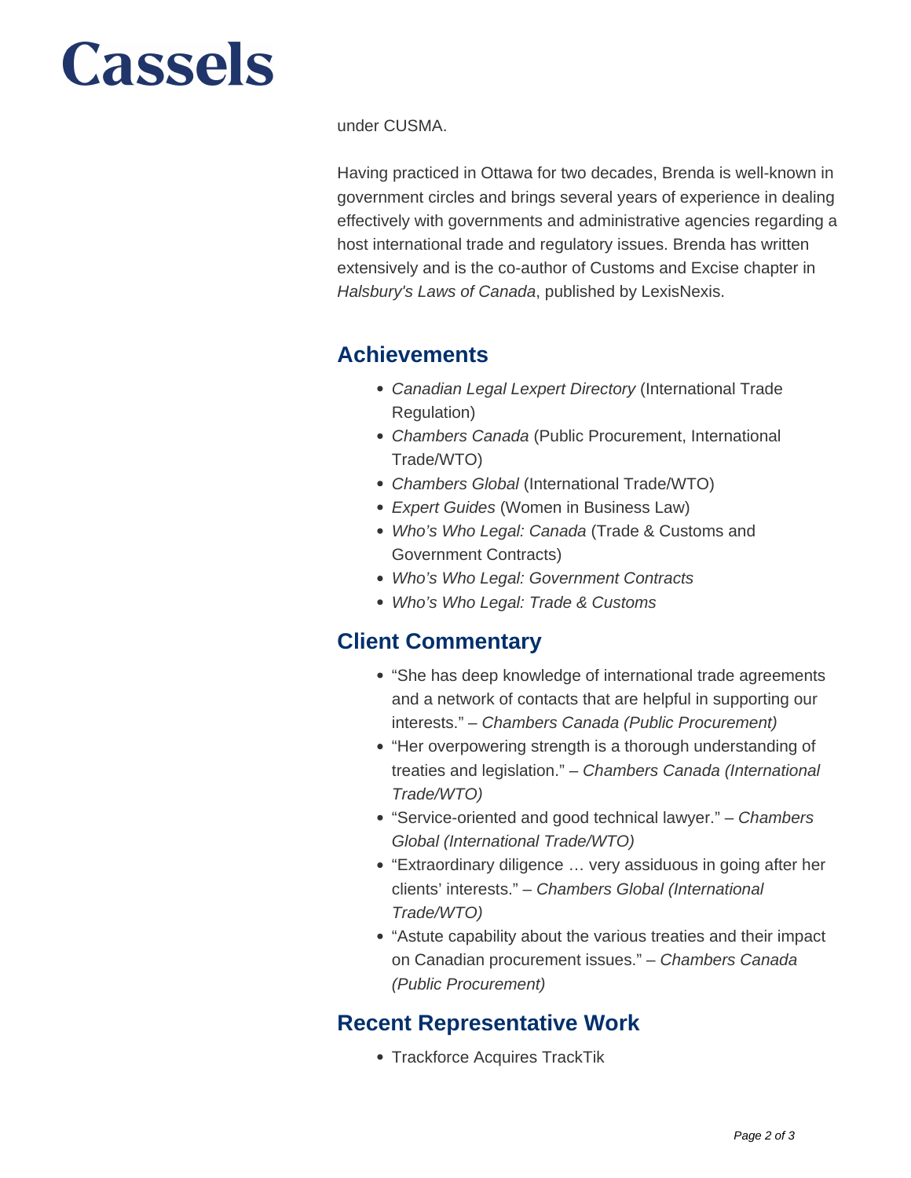under CUSMA.

Having practiced in Ottawa for two decades, Brenda is well-known in government circles and brings several years of experience in dealing effectively with governments and administrative agencies regarding a host international trade and regulatory issues. Brenda has written extensively and is the co-author of Customs and Excise chapter in *Halsbury's Laws of Canada*, published by LexisNexis.

## Achievements

- *Canadian Legal Lexpert Directory* (International Trade Regulation)
- *Chambers Canada* (Public Procurement, International Trade/WTO)
- *Chambers Global* (International Trade/WTO)
- *Expert Guides* (Women in Business Law)
- *Who's Who Legal: Canada* (Trade & Customs and Government Contracts)
- *Who's Who Legal: Government Contracts*
- *Who's Who Legal: Trade & Customs*

## Client Commentary

- "She has deep knowledge of international trade agreements and a network of contacts that are helpful in supporting our interests." – *Chambers Canada (Public Procurement)*
- "Her overpowering strength is a thorough understanding of treaties and legislation." – *Chambers Canada (International Trade/WTO)*
- "Service-oriented and good technical lawyer." – *Chambers Global (International Trade/WTO)*
- "Extraordinary diligence … very assiduous in going after her clients' interests." – *Chambers Global (International Trade/WTO)*
- "Astute capability about the various treaties and their impact on Canadian procurement issues." – *Chambers Canada (Public Procurement)*

## Recent Representative Work

- Trackforce Acquires TrackTik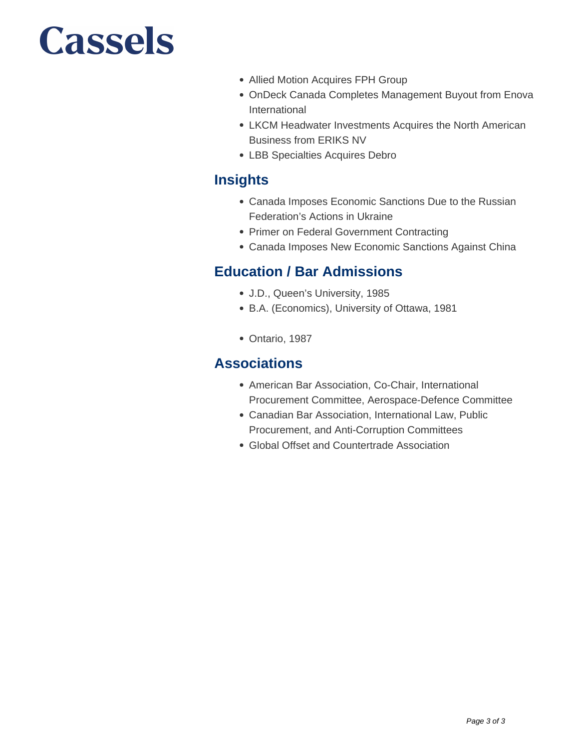- Allied Motion Acquires FPH Group
- OnDeck Canada Completes Management Buyout from Enova International
- LKCM Headwater Investments Acquires the North American Business from ERIKS NV
- LBB Specialties Acquires Debro

## Insights

- Canada Imposes Economic Sanctions Due to the Russian Federation's Actions in Ukraine
- Primer on Federal Government Contracting
- Canada Imposes New Economic Sanctions Against China

## Education / Bar Admissions

- J.D., Queen's University, 1985
- B.A. (Economics), University of Ottawa, 1981

- Ontario, 1987

## Associations

- American Bar Association, Co-Chair, International Procurement Committee, Aerospace-Defence Committee
- Canadian Bar Association, International Law, Public Procurement, and Anti-Corruption Committees
- Global Offset and Countertrade Association